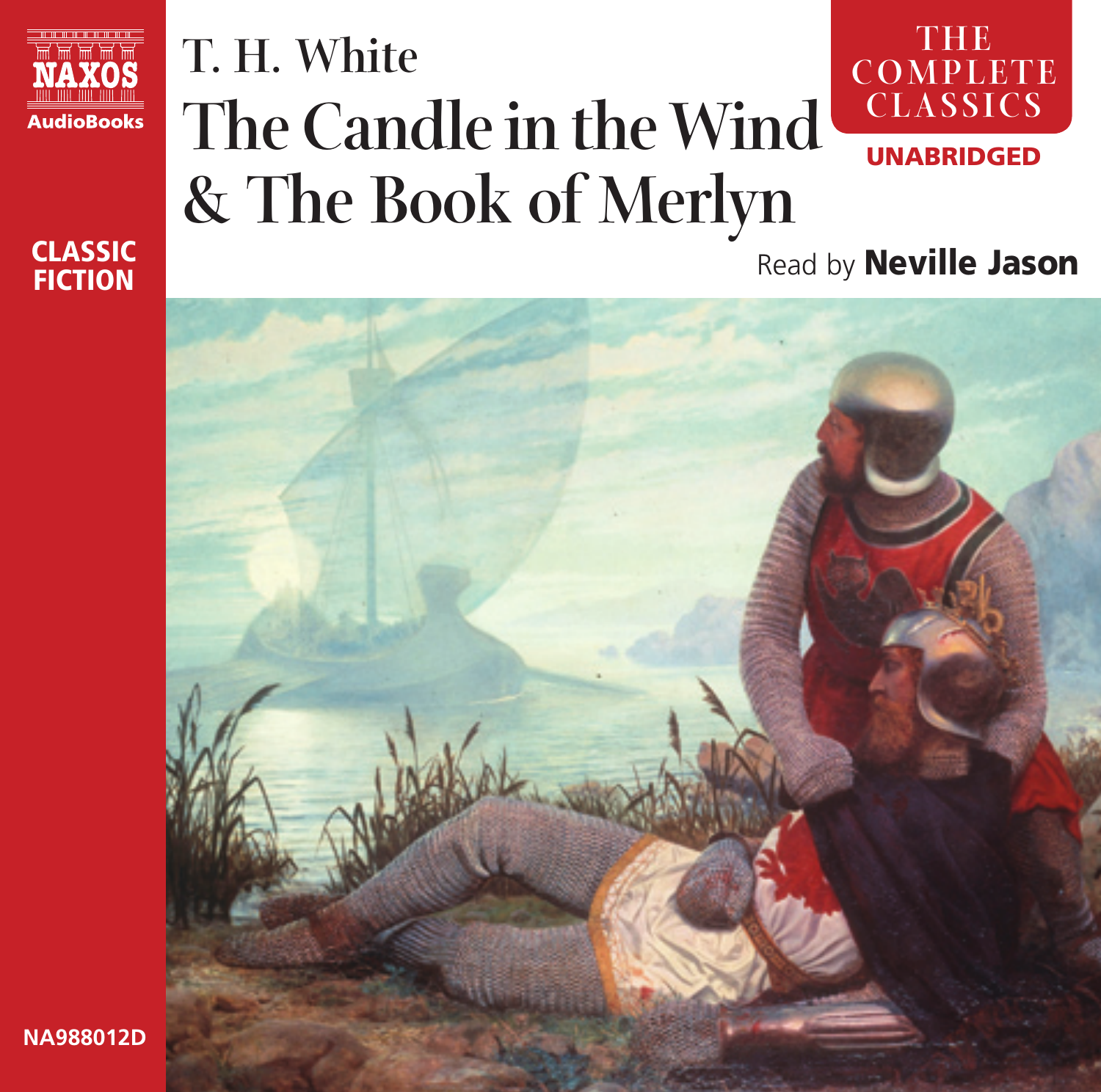NAXOS AudioBooks

# T. H. White
# The Candle in the Wind & The Book of Merlyn

THE COMPLETE CLASSICS

UNABRIDGED

CLASSIC FICTION

Read by **Neville Jason**

NA988012D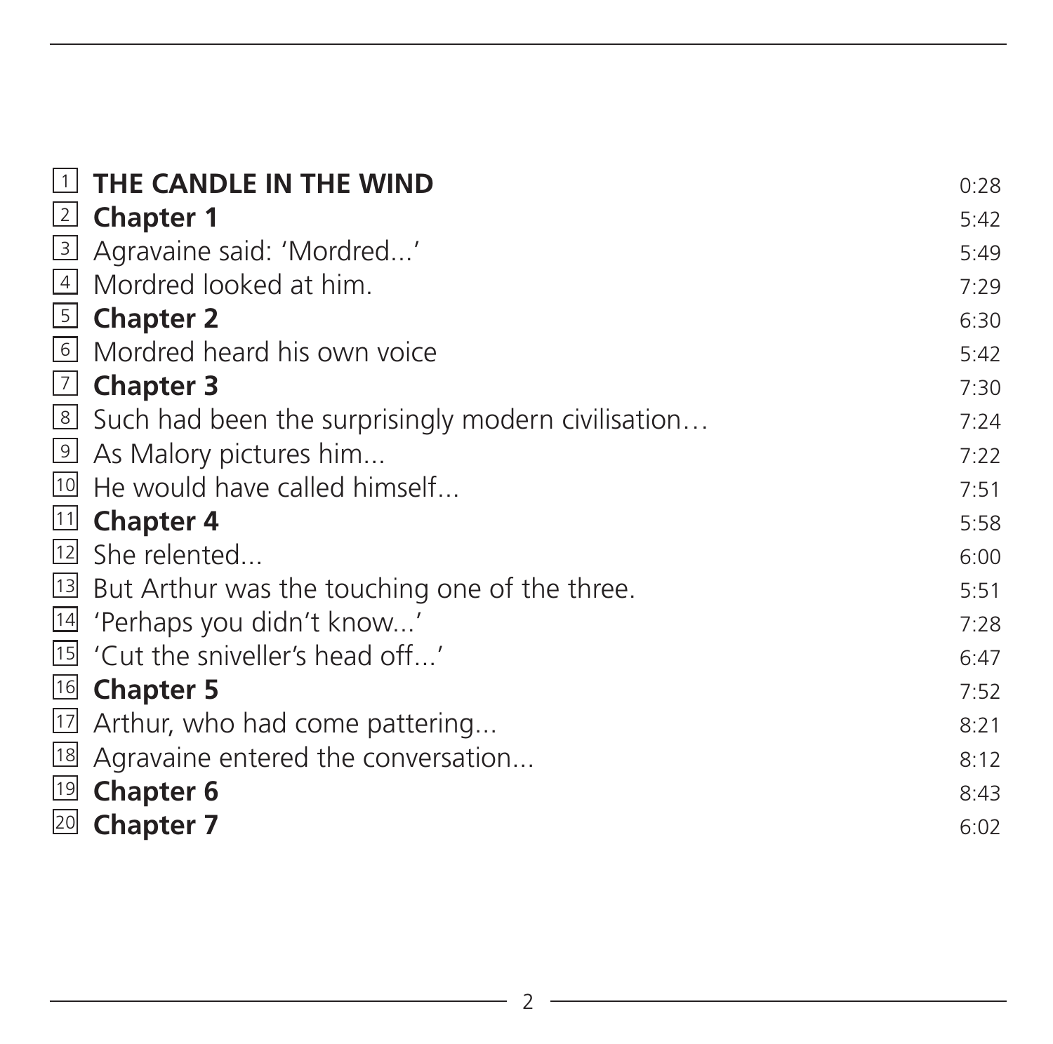| | | |
|---|---|---|
| 1 | **THE CANDLE IN THE WIND** | 0:28 |
| 2 | **Chapter 1** | 5:42 |
| 3 | Agravaine said: 'Mordred...' | 5:49 |
| 4 | Mordred looked at him. | 7:29 |
| 5 | **Chapter 2** | 6:30 |
| 6 | Mordred heard his own voice | 5:42 |
| 7 | **Chapter 3** | 7:30 |
| 8 | Such had been the surprisingly modern civilisation… | 7:24 |
| 9 | As Malory pictures him... | 7:22 |
| 10 | He would have called himself... | 7:51 |
| 11 | **Chapter 4** | 5:58 |
| 12 | She relented... | 6:00 |
| 13 | But Arthur was the touching one of the three. | 5:51 |
| 14 | 'Perhaps you didn't know...' | 7:28 |
| 15 | 'Cut the sniveller's head off...' | 6:47 |
| 16 | **Chapter 5** | 7:52 |
| 17 | Arthur, who had come pattering... | 8:21 |
| 18 | Agravaine entered the conversation... | 8:12 |
| 19 | **Chapter 6** | 8:43 |
| 20 | **Chapter 7** | 6:02 |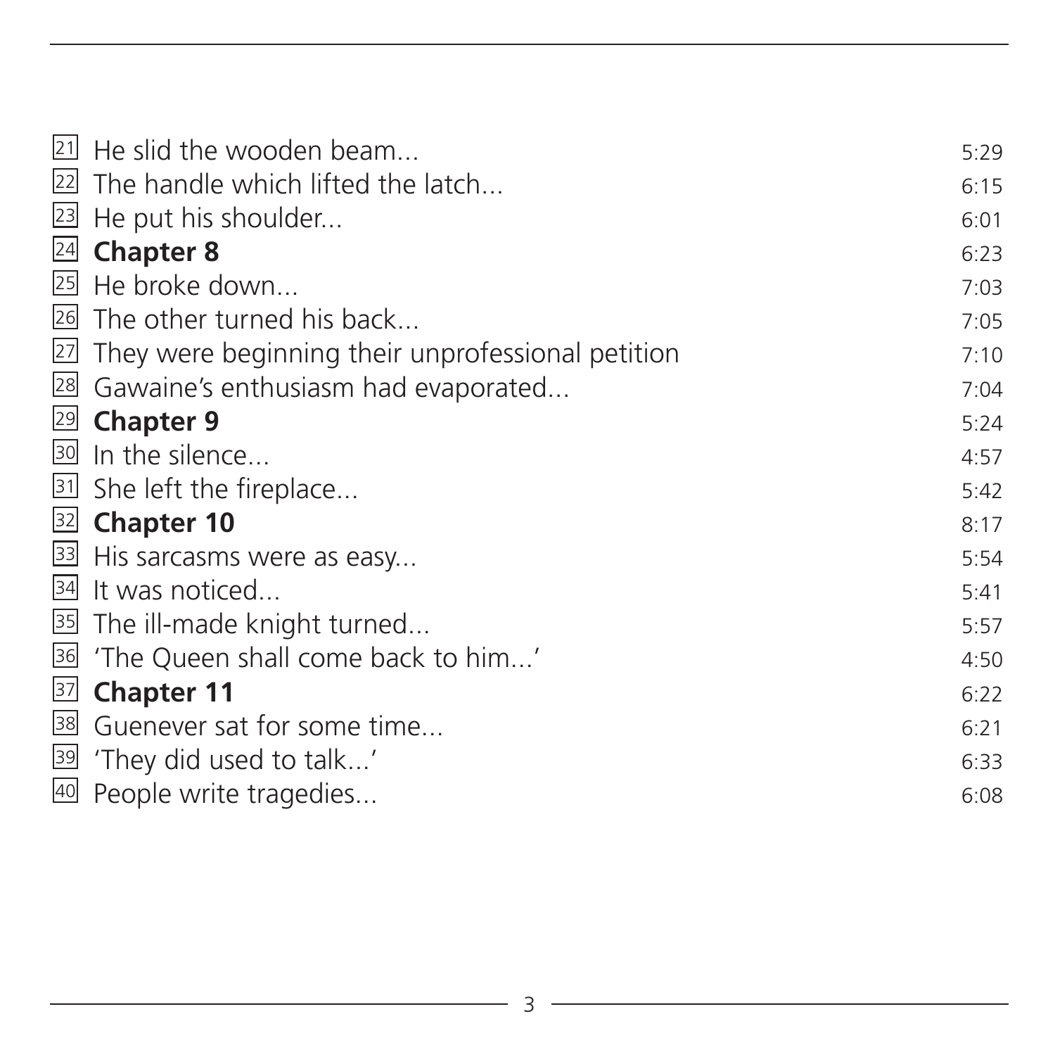| | | |
|---|---|---|
| 21 | He slid the wooden beam... | 5:29 |
| 22 | The handle which lifted the latch... | 6:15 |
| 23 | He put his shoulder... | 6:01 |
| 24 | **Chapter 8** | 6:23 |
| 25 | He broke down... | 7:03 |
| 26 | The other turned his back... | 7:05 |
| 27 | They were beginning their unprofessional petition | 7:10 |
| 28 | Gawaine's enthusiasm had evaporated... | 7:04 |
| 29 | **Chapter 9** | 5:24 |
| 30 | In the silence... | 4:57 |
| 31 | She left the fireplace... | 5:42 |
| 32 | **Chapter 10** | 8:17 |
| 33 | His sarcasms were as easy... | 5:54 |
| 34 | It was noticed... | 5:41 |
| 35 | The ill-made knight turned... | 5:57 |
| 36 | 'The Queen shall come back to him...' | 4:50 |
| 37 | **Chapter 11** | 6:22 |
| 38 | Guenever sat for some time... | 6:21 |
| 39 | 'They did used to talk...' | 6:33 |
| 40 | People write tragedies... | 6:08 |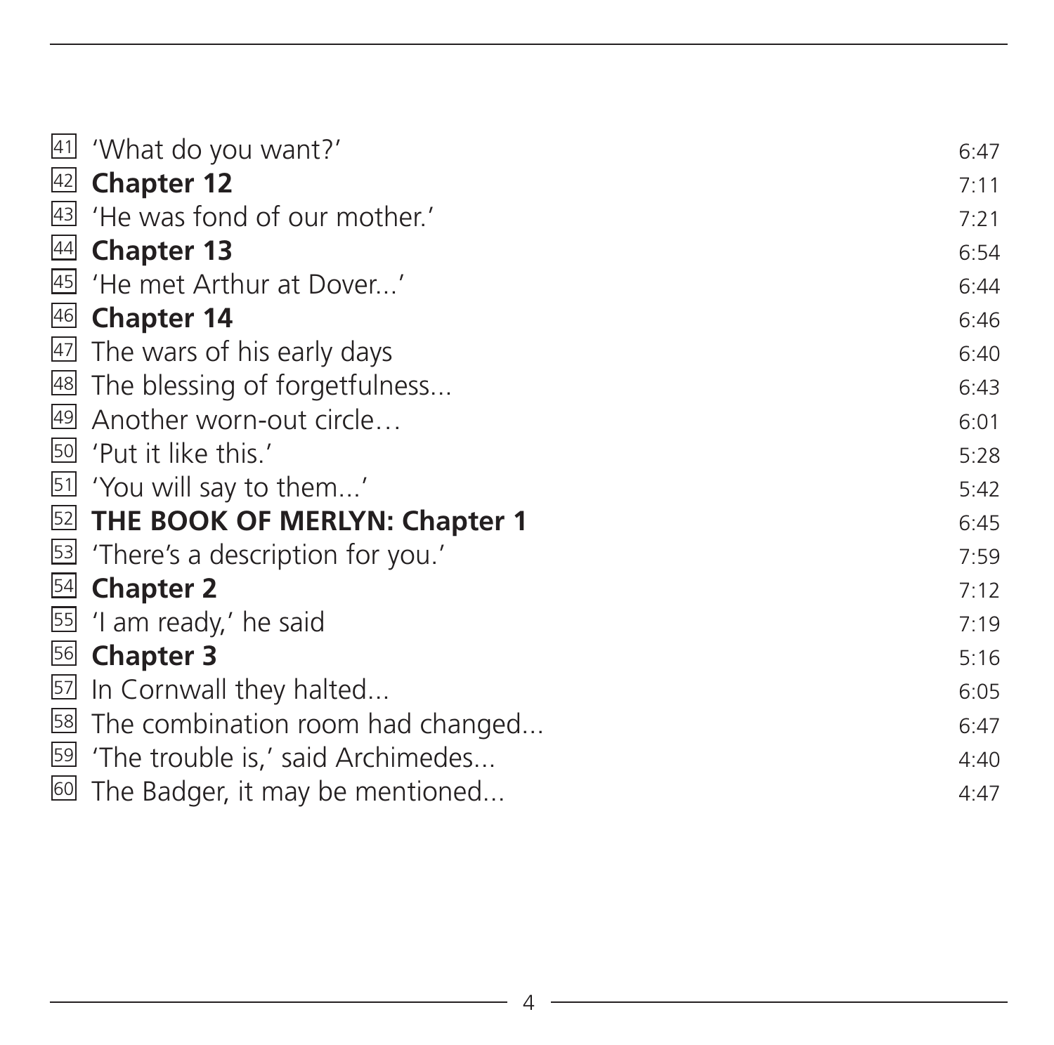| | | |
|---|---|---|
| 41 | 'What do you want?' | 6:47 |
| 42 | **Chapter 12** | 7:11 |
| 43 | 'He was fond of our mother.' | 7:21 |
| 44 | **Chapter 13** | 6:54 |
| 45 | 'He met Arthur at Dover...' | 6:44 |
| 46 | **Chapter 14** | 6:46 |
| 47 | The wars of his early days | 6:40 |
| 48 | The blessing of forgetfulness... | 6:43 |
| 49 | Another worn-out circle… | 6:01 |
| 50 | 'Put it like this.' | 5:28 |
| 51 | 'You will say to them...' | 5:42 |
| 52 | **THE BOOK OF MERLYN: Chapter 1** | 6:45 |
| 53 | 'There's a description for you.' | 7:59 |
| 54 | **Chapter 2** | 7:12 |
| 55 | 'I am ready,' he said | 7:19 |
| 56 | **Chapter 3** | 5:16 |
| 57 | In Cornwall they halted... | 6:05 |
| 58 | The combination room had changed... | 6:47 |
| 59 | 'The trouble is,' said Archimedes... | 4:40 |
| 60 | The Badger, it may be mentioned... | 4:47 |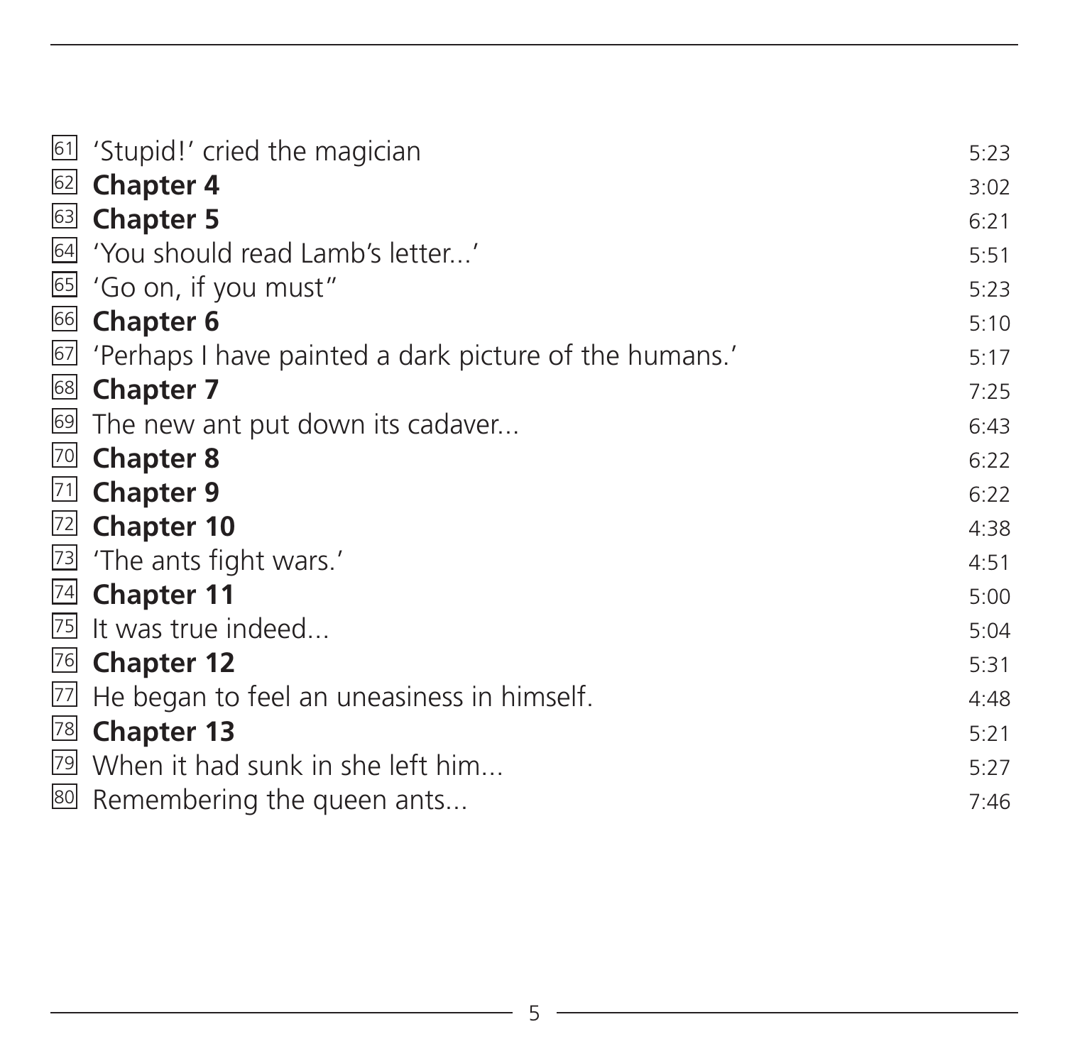| | | |
|---|---|---|
| 61 | 'Stupid!' cried the magician | 5:23 |
| 62 | **Chapter 4** | 3:02 |
| 63 | **Chapter 5** | 6:21 |
| 64 | 'You should read Lamb's letter...' | 5:51 |
| 65 | 'Go on, if you must" | 5:23 |
| 66 | **Chapter 6** | 5:10 |
| 67 | 'Perhaps I have painted a dark picture of the humans.' | 5:17 |
| 68 | **Chapter 7** | 7:25 |
| 69 | The new ant put down its cadaver... | 6:43 |
| 70 | **Chapter 8** | 6:22 |
| 71 | **Chapter 9** | 6:22 |
| 72 | **Chapter 10** | 4:38 |
| 73 | 'The ants fight wars.' | 4:51 |
| 74 | **Chapter 11** | 5:00 |
| 75 | It was true indeed... | 5:04 |
| 76 | **Chapter 12** | 5:31 |
| 77 | He began to feel an uneasiness in himself. | 4:48 |
| 78 | **Chapter 13** | 5:21 |
| 79 | When it had sunk in she left him... | 5:27 |
| 80 | Remembering the queen ants... | 7:46 |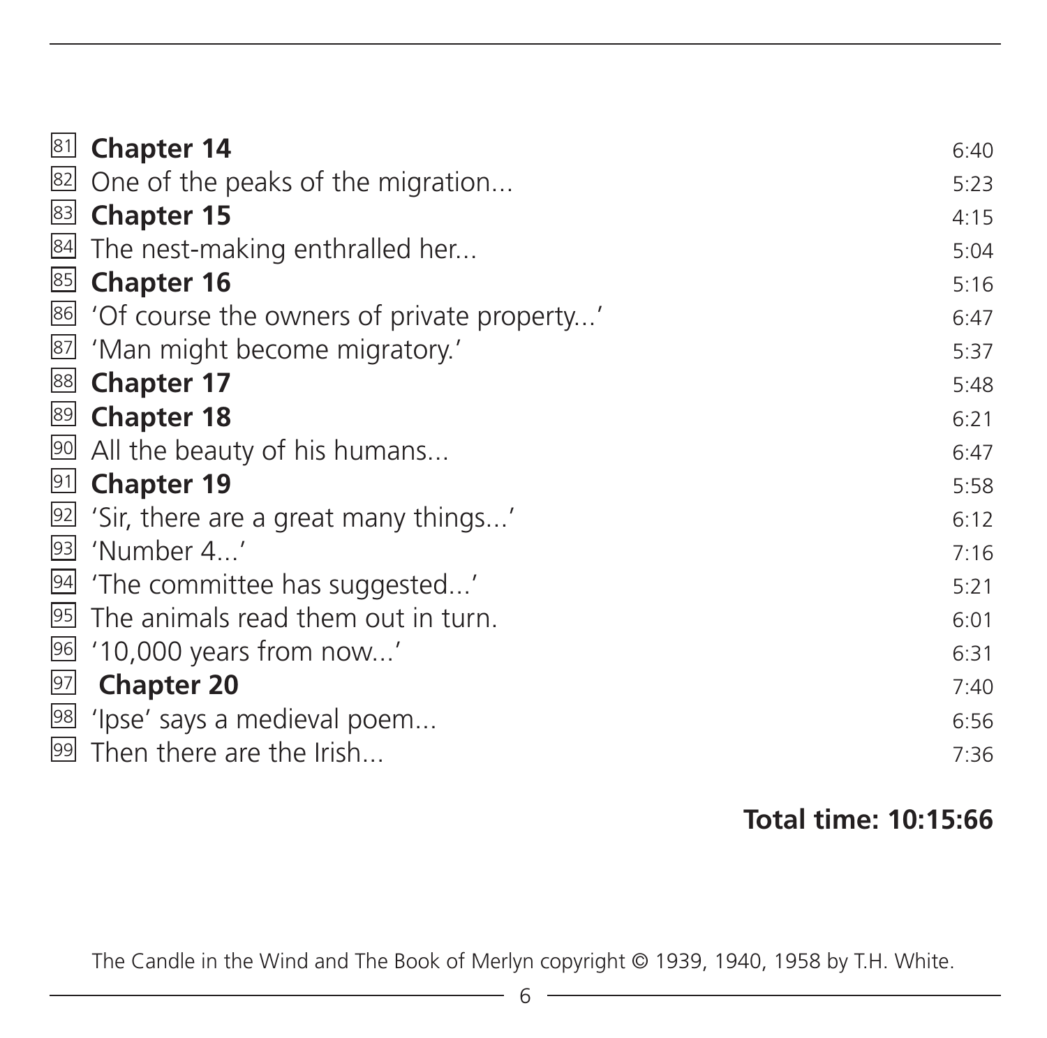| | | |
|---|---|---|
| 81 | **Chapter 14** | 6:40 |
| 82 | One of the peaks of the migration... | 5:23 |
| 83 | **Chapter 15** | 4:15 |
| 84 | The nest-making enthralled her... | 5:04 |
| 85 | **Chapter 16** | 5:16 |
| 86 | 'Of course the owners of private property...' | 6:47 |
| 87 | 'Man might become migratory.' | 5:37 |
| 88 | **Chapter 17** | 5:48 |
| 89 | **Chapter 18** | 6:21 |
| 90 | All the beauty of his humans... | 6:47 |
| 91 | **Chapter 19** | 5:58 |
| 92 | 'Sir, there are a great many things...' | 6:12 |
| 93 | 'Number 4...' | 7:16 |
| 94 | 'The committee has suggested...' | 5:21 |
| 95 | The animals read them out in turn. | 6:01 |
| 96 | '10,000 years from now...' | 6:31 |
| 97 | **Chapter 20** | 7:40 |
| 98 | 'Ipse' says a medieval poem... | 6:56 |
| 99 | Then there are the Irish... | 7:36 |

**Total time: 10:15:66**

The Candle in the Wind and The Book of Merlyn copyright © 1939, 1940, 1958 by T.H. White.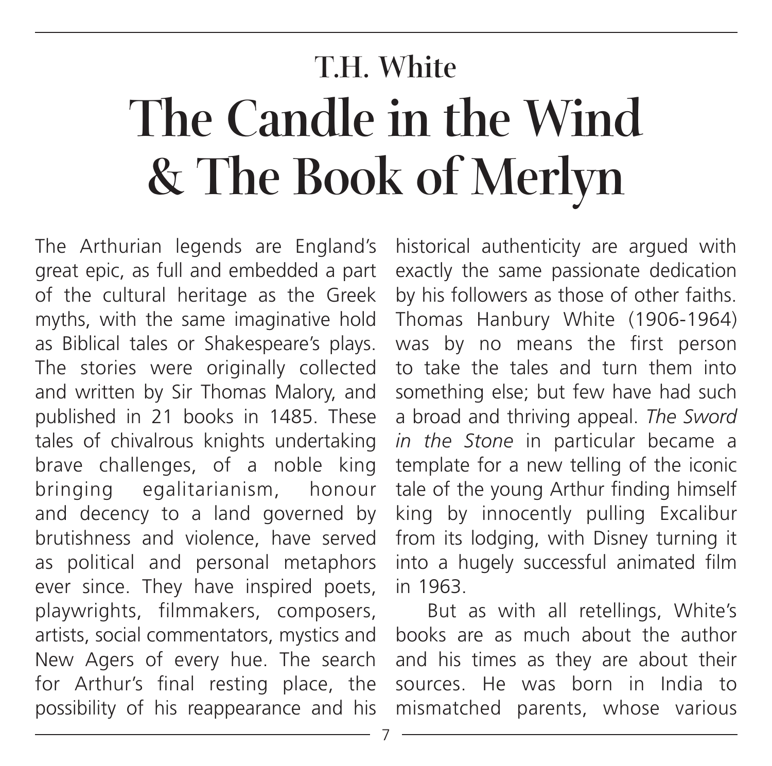## T.H. White

# The Candle in the Wind & The Book of Merlyn

The Arthurian legends are England's great epic, as full and embedded a part of the cultural heritage as the Greek myths, with the same imaginative hold as Biblical tales or Shakespeare's plays. The stories were originally collected and written by Sir Thomas Malory, and published in 21 books in 1485. These tales of chivalrous knights undertaking brave challenges, of a noble king bringing egalitarianism, honour and decency to a land governed by brutishness and violence, have served as political and personal metaphors ever since. They have inspired poets, playwrights, filmmakers, composers, artists, social commentators, mystics and New Agers of every hue. The search for Arthur's final resting place, the possibility of his reappearance and his historical authenticity are argued with exactly the same passionate dedication by his followers as those of other faiths. Thomas Hanbury White (1906-1964) was by no means the first person to take the tales and turn them into something else; but few have had such a broad and thriving appeal. *The Sword in the Stone* in particular became a template for a new telling of the iconic tale of the young Arthur finding himself king by innocently pulling Excalibur from its lodging, with Disney turning it into a hugely successful animated film in 1963.

But as with all retellings, White's books are as much about the author and his times as they are about their sources. He was born in India to mismatched parents, whose various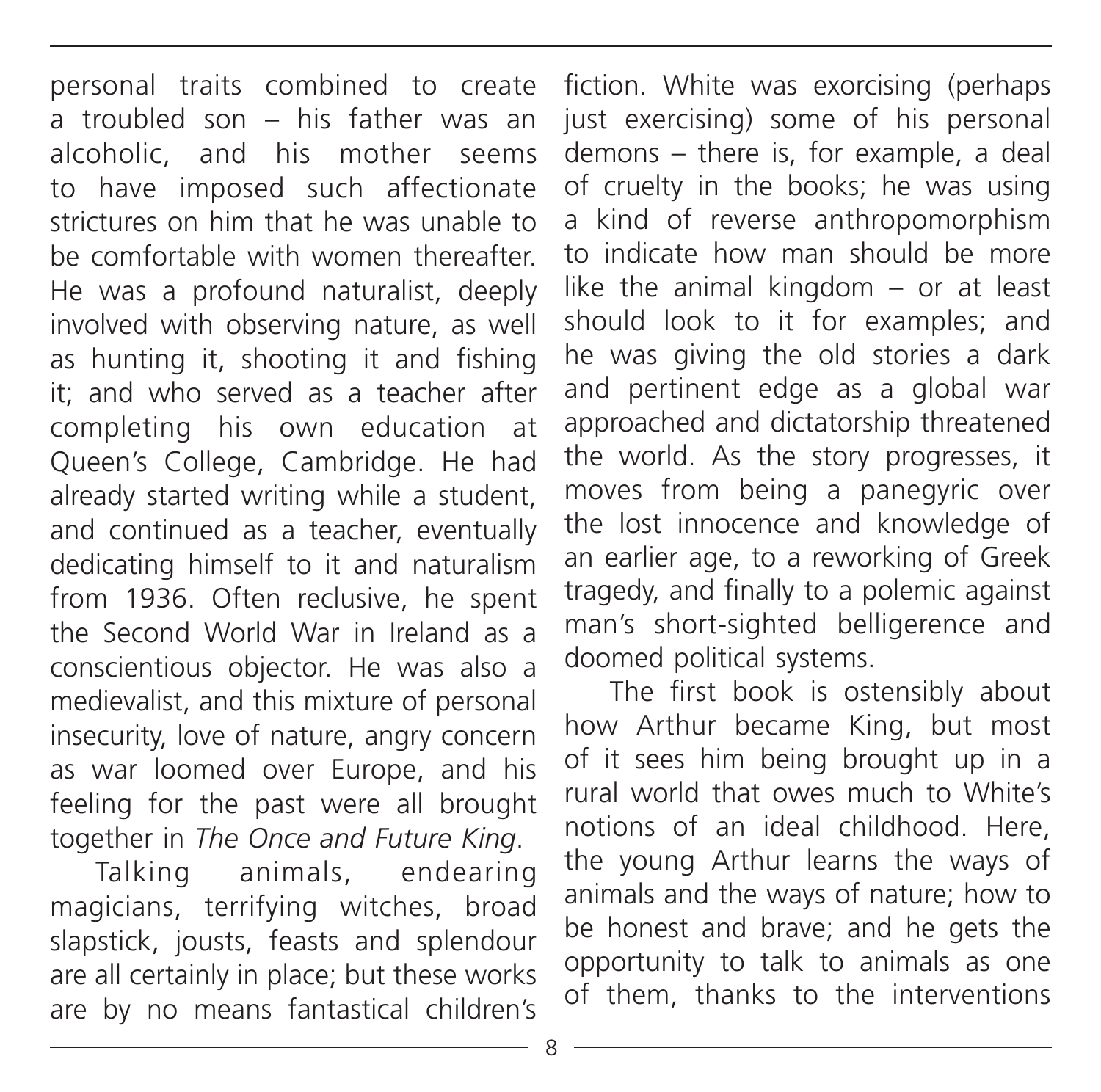personal traits combined to create a troubled son – his father was an alcoholic, and his mother seems to have imposed such affectionate strictures on him that he was unable to be comfortable with women thereafter. He was a profound naturalist, deeply involved with observing nature, as well as hunting it, shooting it and fishing it; and who served as a teacher after completing his own education at Queen's College, Cambridge. He had already started writing while a student, and continued as a teacher, eventually dedicating himself to it and naturalism from 1936. Often reclusive, he spent the Second World War in Ireland as a conscientious objector. He was also a medievalist, and this mixture of personal insecurity, love of nature, angry concern as war loomed over Europe, and his feeling for the past were all brought together in *The Once and Future King*.

Talking animals, endearing magicians, terrifying witches, broad slapstick, jousts, feasts and splendour are all certainly in place; but these works are by no means fantastical children's fiction. White was exorcising (perhaps just exercising) some of his personal demons – there is, for example, a deal of cruelty in the books; he was using a kind of reverse anthropomorphism to indicate how man should be more like the animal kingdom – or at least should look to it for examples; and he was giving the old stories a dark and pertinent edge as a global war approached and dictatorship threatened the world. As the story progresses, it moves from being a panegyric over the lost innocence and knowledge of an earlier age, to a reworking of Greek tragedy, and finally to a polemic against man's short-sighted belligerence and doomed political systems.

The first book is ostensibly about how Arthur became King, but most of it sees him being brought up in a rural world that owes much to White's notions of an ideal childhood. Here, the young Arthur learns the ways of animals and the ways of nature; how to be honest and brave; and he gets the opportunity to talk to animals as one of them, thanks to the interventions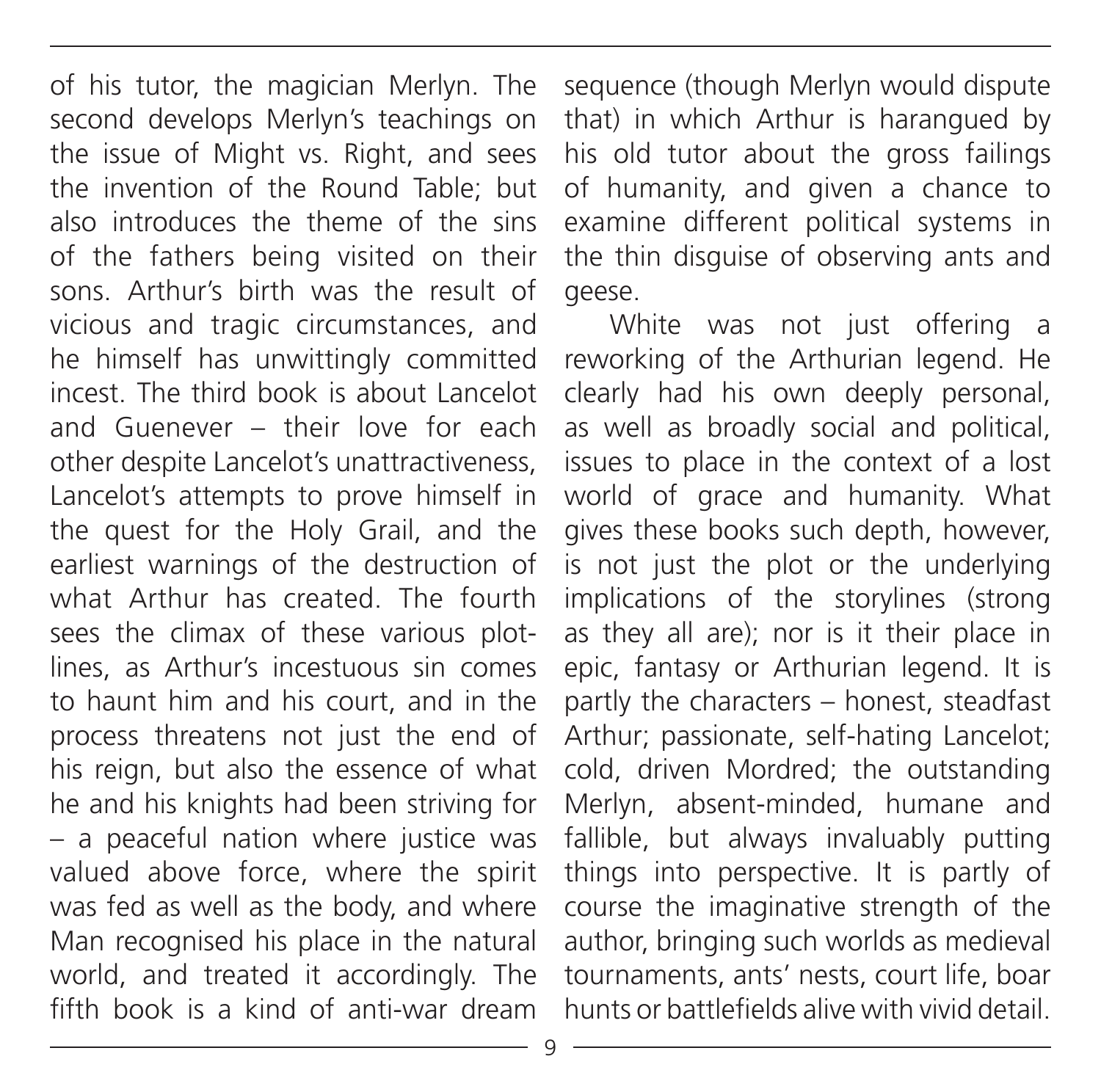of his tutor, the magician Merlyn. The second develops Merlyn's teachings on the issue of Might vs. Right, and sees the invention of the Round Table; but also introduces the theme of the sins of the fathers being visited on their sons. Arthur's birth was the result of vicious and tragic circumstances, and he himself has unwittingly committed incest. The third book is about Lancelot and Guenever – their love for each other despite Lancelot's unattractiveness, Lancelot's attempts to prove himself in the quest for the Holy Grail, and the earliest warnings of the destruction of what Arthur has created. The fourth sees the climax of these various plot-lines, as Arthur's incestuous sin comes to haunt him and his court, and in the process threatens not just the end of his reign, but also the essence of what he and his knights had been striving for – a peaceful nation where justice was valued above force, where the spirit was fed as well as the body, and where Man recognised his place in the natural world, and treated it accordingly. The fifth book is a kind of anti-war dream sequence (though Merlyn would dispute that) in which Arthur is harangued by his old tutor about the gross failings of humanity, and given a chance to examine different political systems in the thin disguise of observing ants and geese.

White was not just offering a reworking of the Arthurian legend. He clearly had his own deeply personal, as well as broadly social and political, issues to place in the context of a lost world of grace and humanity. What gives these books such depth, however, is not just the plot or the underlying implications of the storylines (strong as they all are); nor is it their place in epic, fantasy or Arthurian legend. It is partly the characters – honest, steadfast Arthur; passionate, self-hating Lancelot; cold, driven Mordred; the outstanding Merlyn, absent-minded, humane and fallible, but always invaluably putting things into perspective. It is partly of course the imaginative strength of the author, bringing such worlds as medieval tournaments, ants' nests, court life, boar hunts or battlefields alive with vivid detail.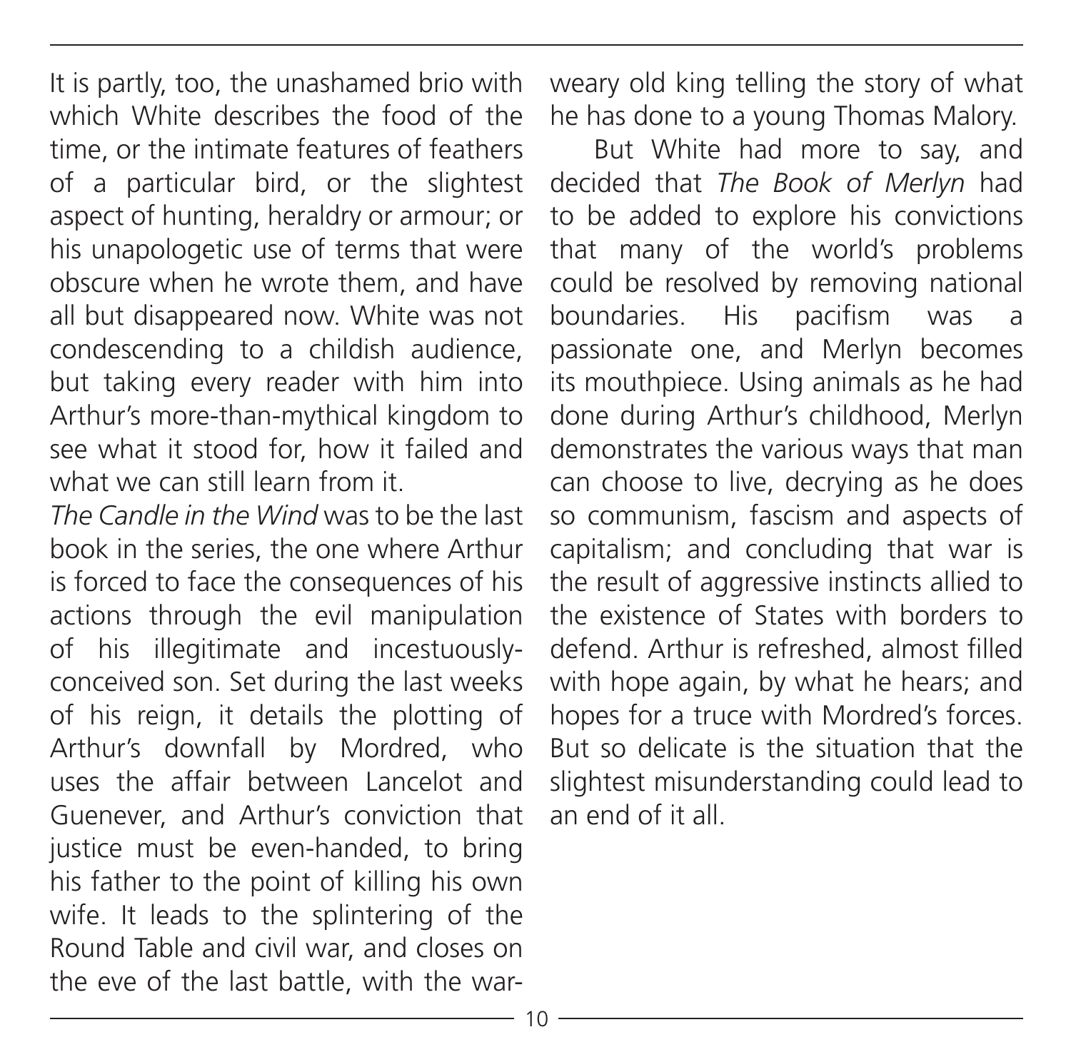It is partly, too, the unashamed brio with which White describes the food of the time, or the intimate features of feathers of a particular bird, or the slightest aspect of hunting, heraldry or armour; or his unapologetic use of terms that were obscure when he wrote them, and have all but disappeared now. White was not condescending to a childish audience, but taking every reader with him into Arthur's more-than-mythical kingdom to see what it stood for, how it failed and what we can still learn from it.

*The Candle in the Wind* was to be the last book in the series, the one where Arthur is forced to face the consequences of his actions through the evil manipulation of his illegitimate and incestuously-conceived son. Set during the last weeks of his reign, it details the plotting of Arthur's downfall by Mordred, who uses the affair between Lancelot and Guenever, and Arthur's conviction that justice must be even-handed, to bring his father to the point of killing his own wife. It leads to the splintering of the Round Table and civil war, and closes on the eve of the last battle, with the war-weary old king telling the story of what he has done to a young Thomas Malory.

But White had more to say, and decided that *The Book of Merlyn* had to be added to explore his convictions that many of the world's problems could be resolved by removing national boundaries. His pacifism was a passionate one, and Merlyn becomes its mouthpiece. Using animals as he had done during Arthur's childhood, Merlyn demonstrates the various ways that man can choose to live, decrying as he does so communism, fascism and aspects of capitalism; and concluding that war is the result of aggressive instincts allied to the existence of States with borders to defend. Arthur is refreshed, almost filled with hope again, by what he hears; and hopes for a truce with Mordred's forces. But so delicate is the situation that the slightest misunderstanding could lead to an end of it all.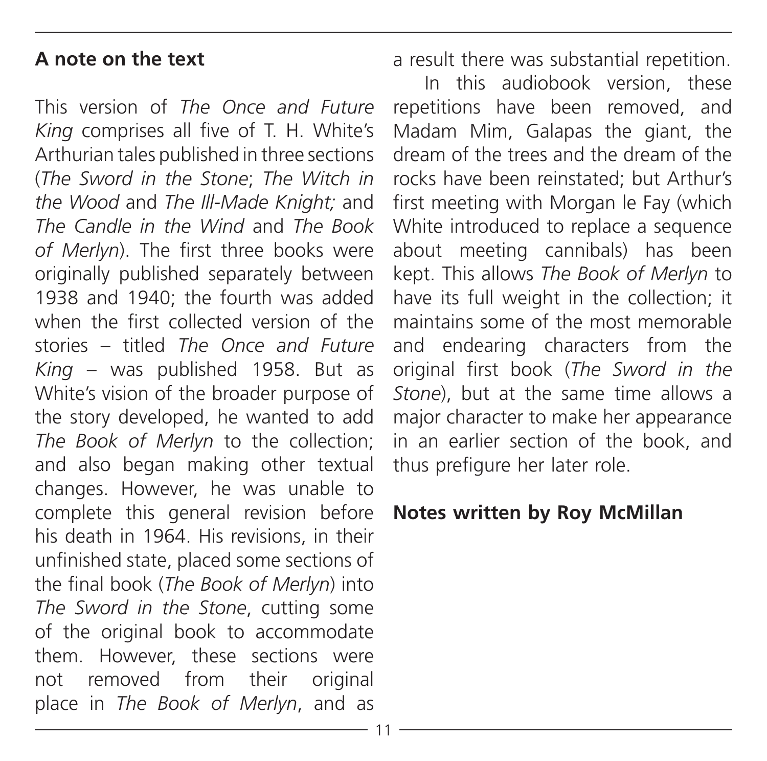## A note on the text

This version of *The Once and Future King* comprises all five of T. H. White's Arthurian tales published in three sections (*The Sword in the Stone*; *The Witch in the Wood* and *The Ill-Made Knight;* and *The Candle in the Wind* and *The Book of Merlyn*). The first three books were originally published separately between 1938 and 1940; the fourth was added when the first collected version of the stories – titled *The Once and Future King* – was published 1958. But as White's vision of the broader purpose of the story developed, he wanted to add *The Book of Merlyn* to the collection; and also began making other textual changes. However, he was unable to complete this general revision before his death in 1964. His revisions, in their unfinished state, placed some sections of the final book (*The Book of Merlyn*) into *The Sword in the Stone*, cutting some of the original book to accommodate them. However, these sections were not removed from their original place in *The Book of Merlyn*, and as a result there was substantial repetition.

In this audiobook version, these repetitions have been removed, and Madam Mim, Galapas the giant, the dream of the trees and the dream of the rocks have been reinstated; but Arthur's first meeting with Morgan le Fay (which White introduced to replace a sequence about meeting cannibals) has been kept. This allows *The Book of Merlyn* to have its full weight in the collection; it maintains some of the most memorable and endearing characters from the original first book (*The Sword in the Stone*), but at the same time allows a major character to make her appearance in an earlier section of the book, and thus prefigure her later role.

**Notes written by Roy McMillan**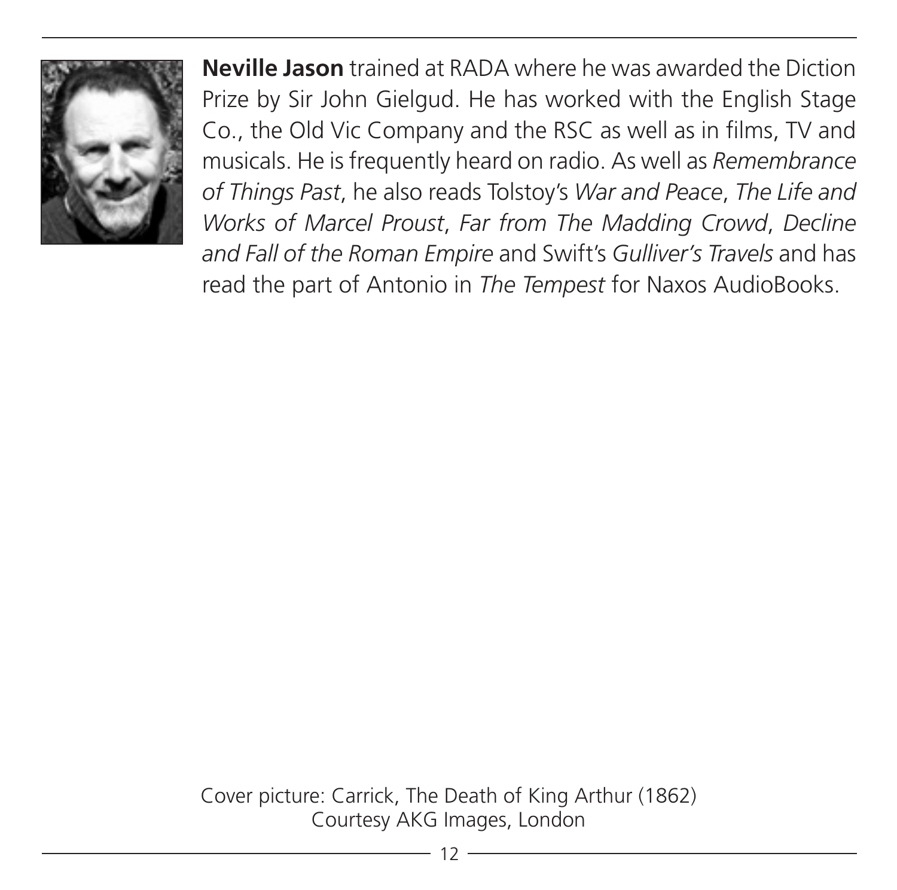**Neville Jason** trained at RADA where he was awarded the Diction Prize by Sir John Gielgud. He has worked with the English Stage Co., the Old Vic Company and the RSC as well as in films, TV and musicals. He is frequently heard on radio. As well as *Remembrance of Things Past*, he also reads Tolstoy's *War and Peace*, *The Life and Works of Marcel Proust*, *Far from The Madding Crowd*, *Decline and Fall of the Roman Empire* and Swift's *Gulliver's Travels* and has read the part of Antonio in *The Tempest* for Naxos AudioBooks.

Cover picture: Carrick, The Death of King Arthur (1862)
Courtesy AKG Images, London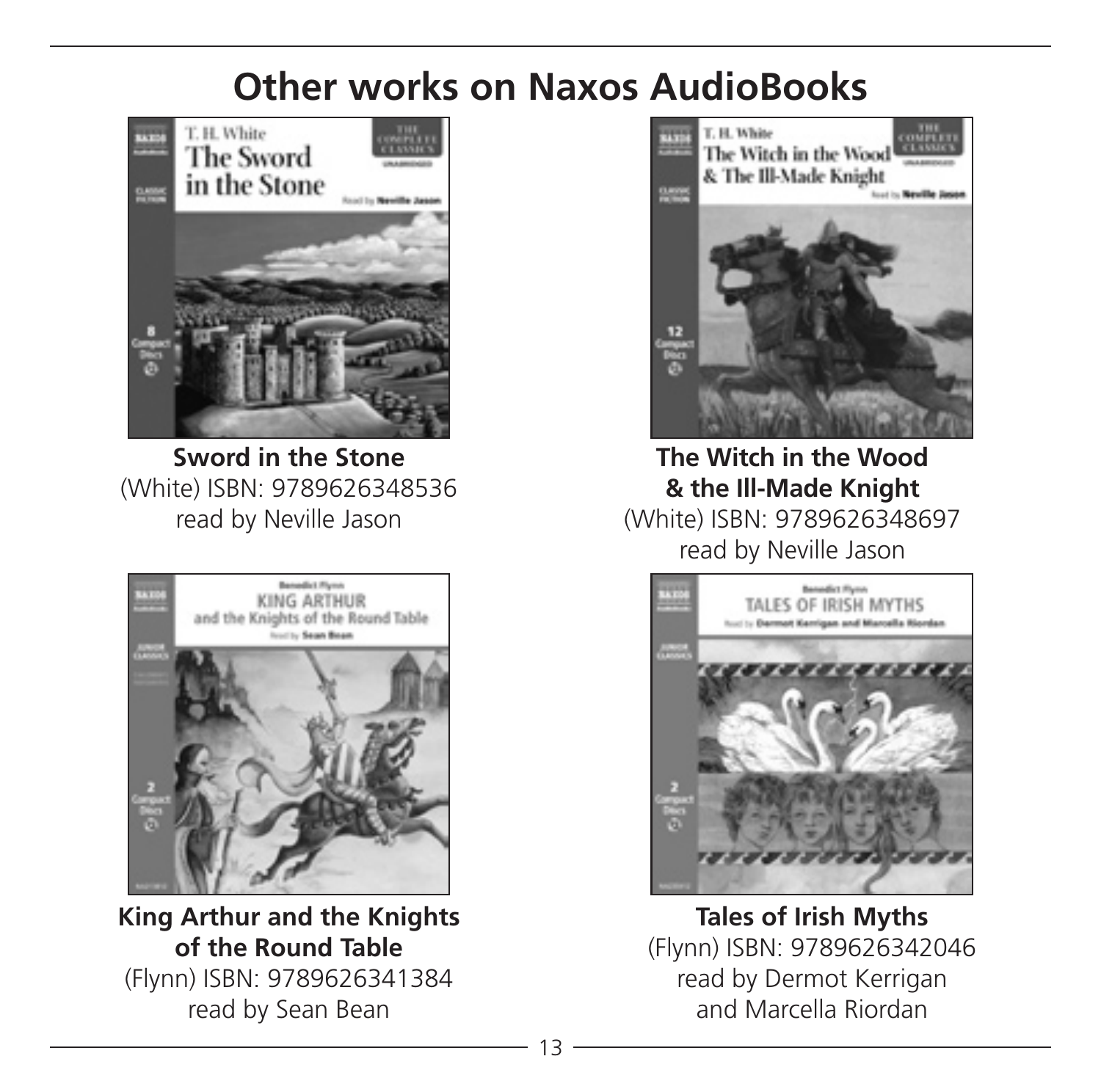# Other works on Naxos AudioBooks

**Sword in the Stone**
(White) ISBN: 9789626348536
read by Neville Jason

**The Witch in the Wood & the Ill-Made Knight**
(White) ISBN: 9789626348697
read by Neville Jason

**King Arthur and the Knights of the Round Table**
(Flynn) ISBN: 9789626341384
read by Sean Bean

**Tales of Irish Myths**
(Flynn) ISBN: 9789626342046
read by Dermot Kerrigan
and Marcella Riordan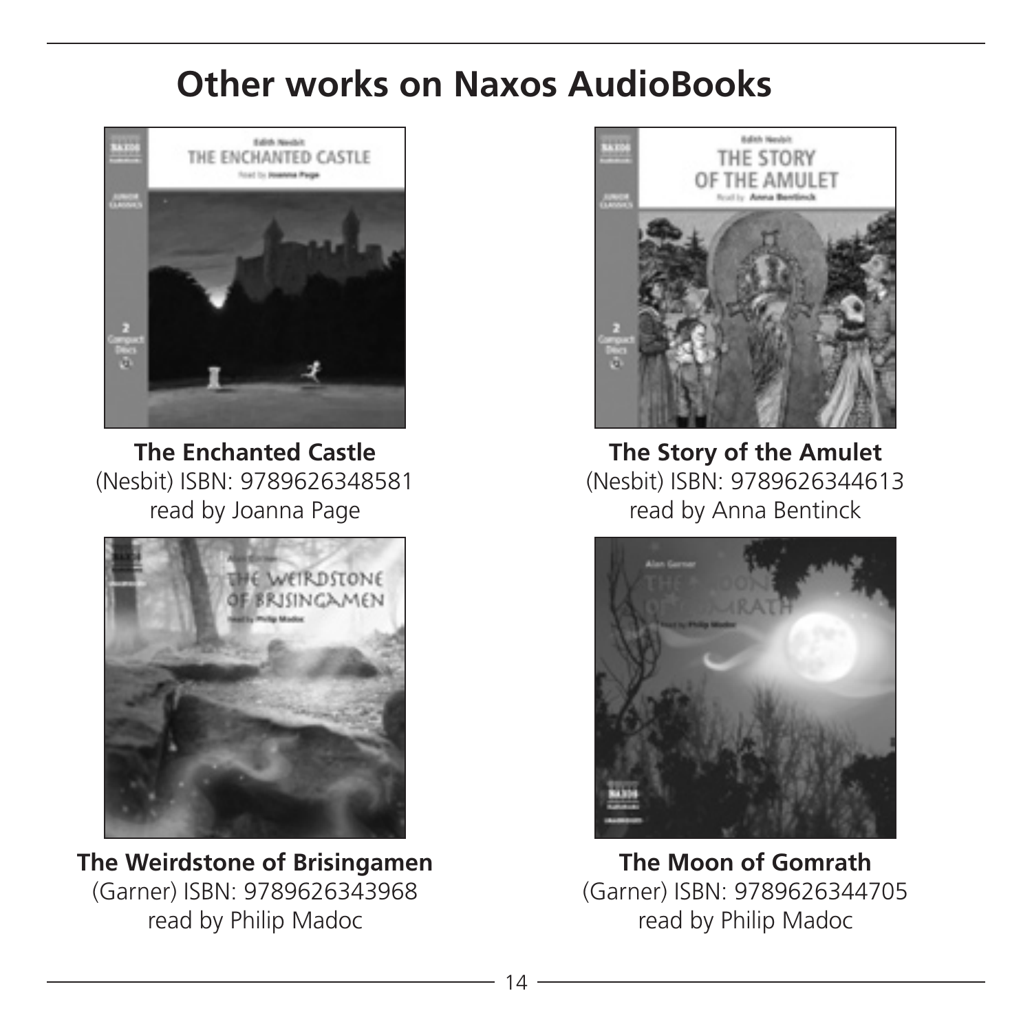# Other works on Naxos AudioBooks

**The Enchanted Castle**
(Nesbit) ISBN: 9789626348581
read by Joanna Page

**The Story of the Amulet**
(Nesbit) ISBN: 9789626344613
read by Anna Bentinck

**The Weirdstone of Brisingamen**
(Garner) ISBN: 9789626343968
read by Philip Madoc

**The Moon of Gomrath**
(Garner) ISBN: 9789626344705
read by Philip Madoc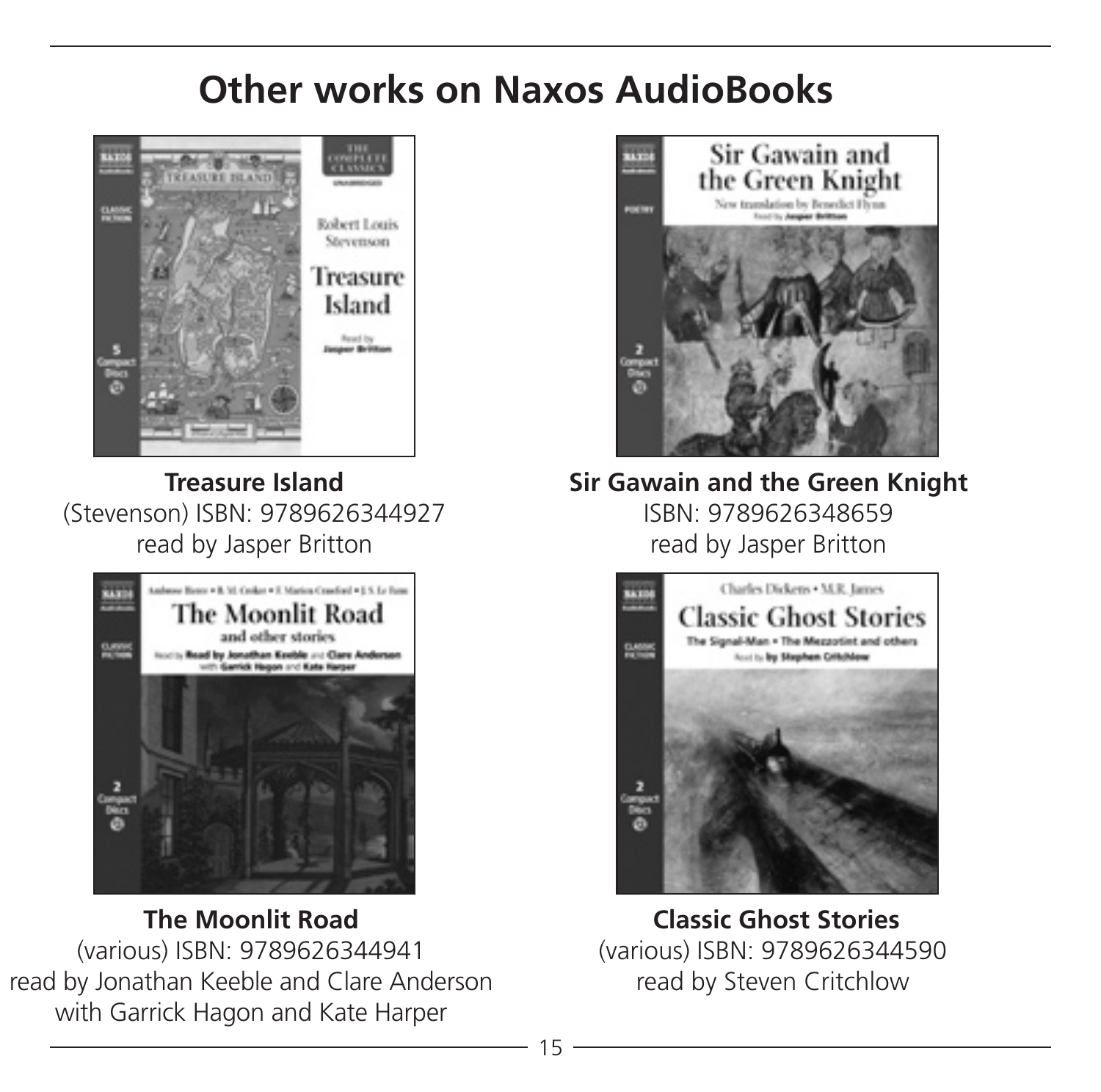# Other works on Naxos AudioBooks

**Treasure Island**
(Stevenson) ISBN: 9789626344927
read by Jasper Britton

**Sir Gawain and the Green Knight**
ISBN: 9789626348659
read by Jasper Britton

**The Moonlit Road**
(various) ISBN: 9789626344941
read by Jonathan Keeble and Clare Anderson
with Garrick Hagon and Kate Harper

**Classic Ghost Stories**
(various) ISBN: 9789626344590
read by Steven Critchlow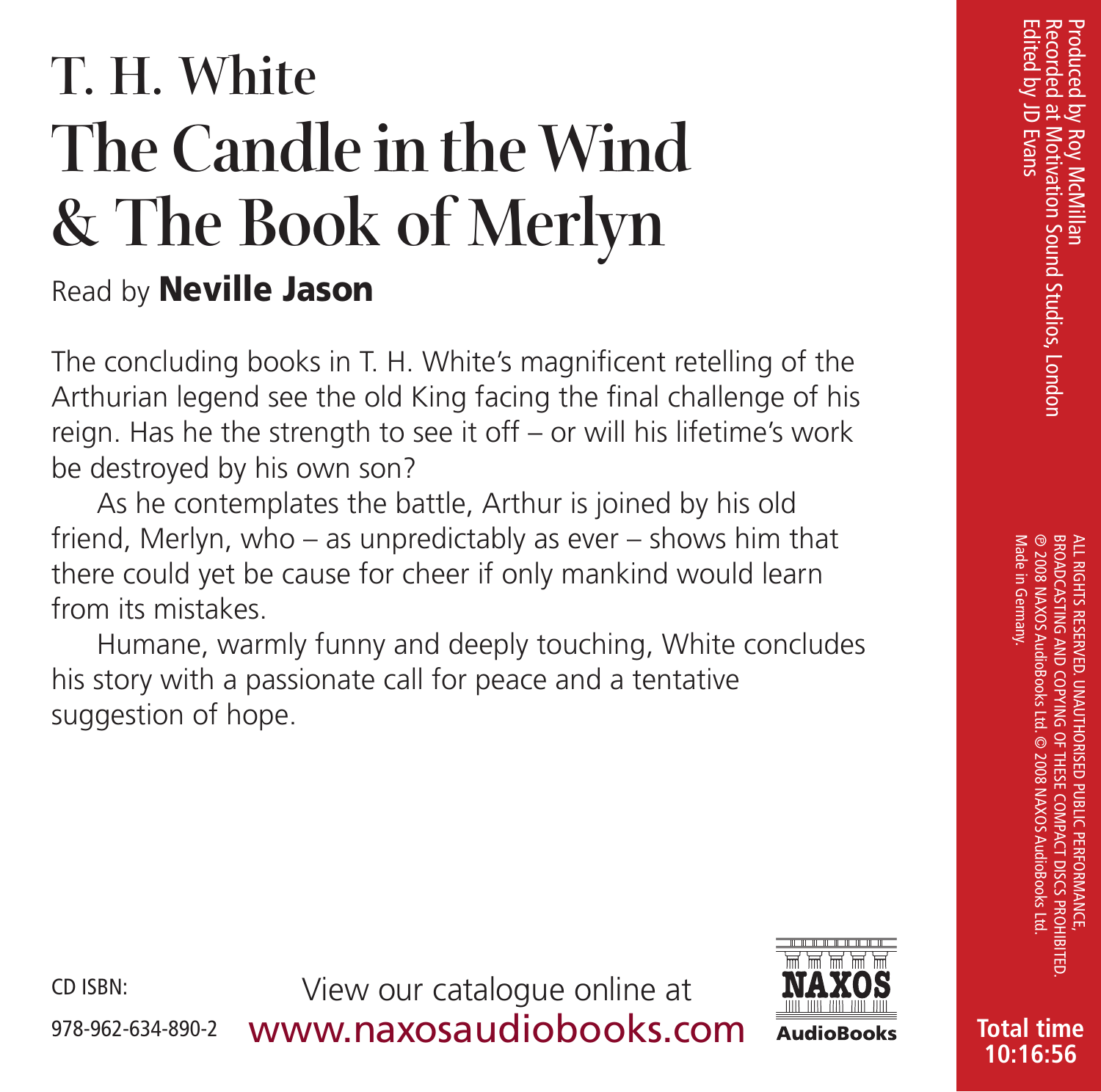# T. H. White

# The Candle in the Wind & The Book of Merlyn

Read by **Neville Jason**

The concluding books in T. H. White's magnificent retelling of the Arthurian legend see the old King facing the final challenge of his reign. Has he the strength to see it off – or will his lifetime's work be destroyed by his own son?

As he contemplates the battle, Arthur is joined by his old friend, Merlyn, who – as unpredictably as ever – shows him that there could yet be cause for cheer if only mankind would learn from its mistakes.

Humane, warmly funny and deeply touching, White concludes his story with a passionate call for peace and a tentative suggestion of hope.

Produced by Roy McMillan
Recorded at Motivation Sound Studios, London
Edited by JD Evans

ALL RIGHTS RESERVED. UNAUTHORISED PUBLIC PERFORMANCE, BROADCASTING AND COPYING OF THESE COMPACT DISCS PROHIBITED.
℗ 2008 NAXOS AudioBooks Ltd. © 2008 NAXOS AudioBooks Ltd.
Made in Germany.

CD ISBN:
978-962-634-890-2

View our catalogue online at
www.naxosaudiobooks.com

NAXOS AudioBooks

**Total time 10:16:56**